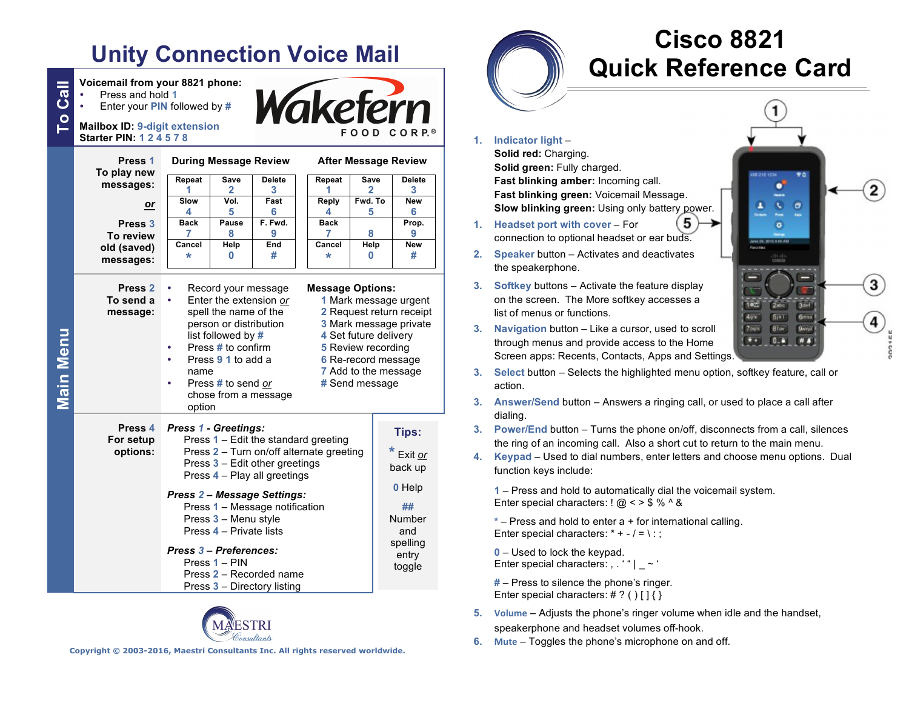# Unity Connection Voice Mail

## To Call

**Voicemail from your 8821 phone:**

- Press and hold 1
- Enter your PIN followed by #

**Mailbox ID:** 9-digit extension
**Starter PIN:** 1 2 4 5 7 8

Wakefern FOOD CORP.®

## Main Menu

**Press 1 To play new messages:**

*or*

**Press 3 To review old (saved) messages:**

**During Message Review**

| Repeat 1 | Save 2 | Delete 3 |
|---|---|---|
| Slow 4 | Vol. 5 | Fast 6 |
| Back 7 | Pause 8 | F. Fwd. 9 |
| Cancel * | Help 0 | End # |

**After Message Review**

| Repeat 1 | Save 2 | Delete 3 |
|---|---|---|
| Reply 4 | Fwd. To 5 | New 6 |
| Back 7 | 8 | Prop. 9 |
| Cancel * | Help 0 | New # |

**Press 2 To send a message:**

- Record your message
- Enter the extension *or* spell the name of the person or distribution list followed by #
- Press # to confirm
- Press 9 1 to add a name
- Press # to send *or* chose from a message option

**Message Options:**

1 Mark message urgent
2 Request return receipt
3 Mark message private
4 Set future delivery
5 Review recording
6 Re-record message
7 Add to the message
# Send message

**Press 4 For setup options:**

***Press 1 - Greetings:***
Press 1 – Edit the standard greeting
Press 2 – Turn on/off alternate greeting
Press 3 – Edit other greetings
Press 4 – Play all greetings

***Press 2 – Message Settings:***
Press 1 – Message notification
Press 3 – Menu style
Press 4 – Private lists

***Press 3 – Preferences:***
Press 1 – PIN
Press 2 – Recorded name
Press 3 – Directory listing

**Tips:**

\* Exit *or* back up

0 Help

\#\# Number and spelling entry toggle

MAESTRI Consultants

Copyright © 2003-2016, Maestri Consultants Inc. All rights reserved worldwide.

# Cisco 8821 Quick Reference Card

1. **Indicator light** –
   **Solid red:** Charging.
   **Solid green:** Fully charged.
   **Fast blinking amber:** Incoming call.
   **Fast blinking green:** Voicemail Message.
   **Slow blinking green:** Using only battery power.
1. **Headset port with cover** – For connection to optional headset or ear buds.
2. **Speaker** button – Activates and deactivates the speakerphone.
3. **Softkey** buttons – Activate the feature display on the screen. The More softkey accesses a list of menus or functions.
3. **Navigation** button – Like a cursor, used to scroll through menus and provide access to the Home Screen apps: Recents, Contacts, Apps and Settings.
3. **Select** button – Selects the highlighted menu option, softkey feature, call or action.
3. **Answer/Send** button – Answers a ringing call, or used to place a call after dialing.
3. **Power/End** button – Turns the phone on/off, disconnects from a call, silences the ring of an incoming call. Also a short cut to return to the main menu.
4. **Keypad** – Used to dial numbers, enter letters and choose menu options. Dual function keys include:

   1 – Press and hold to automatically dial the voicemail system.
   Enter special characters: ! @ < > $ % ^ &

   \* – Press and hold to enter a + for international calling.
   Enter special characters: * + - / = \ : ;

   0 – Used to lock the keypad.
   Enter special characters: , . ' " | _ ~ '

   \# – Press to silence the phone's ringer.
   Enter special characters: # ? ( ) [ ] { }

5. **Volume** – Adjusts the phone's ringer volume when idle and the handset, speakerphone and headset volumes off-hook.
6. **Mute** – Toggles the phone's microphone on and off.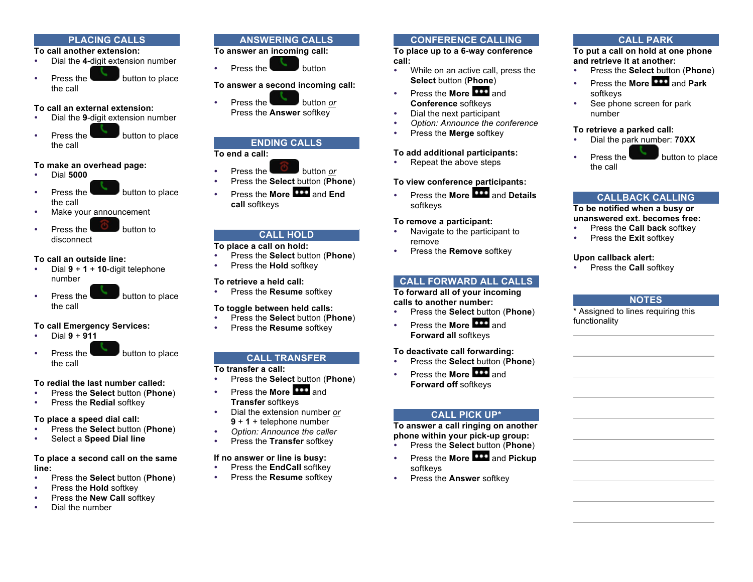## PLACING CALLS

**To call another extension:**

- Dial the **4**-digit extension number
- Press the button to place the call

**To call an external extension:**

- Dial the **9**-digit extension number
- Press the button to place the call

**To make an overhead page:**

- Dial **5000**
- Press the button to place the call
- Make your announcement
- Press the button to disconnect

**To call an outside line:**

- Dial **9** + **1** + **10**-digit telephone number
- Press the button to place the call

**To call Emergency Services:**

- Dial **9** + **911**
- Press the button to place the call

**To redial the last number called:**

- Press the **Select** button (**Phone**)
- Press the **Redial** softkey

**To place a speed dial call:**

- Press the **Select** button (**Phone**)
- Select a **Speed Dial line**

**To place a second call on the same line:**

- Press the **Select** button (**Phone**)
- Press the **Hold** softkey
- Press the **New Call** softkey
- Dial the number

## ANSWERING CALLS

**To answer an incoming call:**

- Press the button

**To answer a second incoming call:**

- Press the button *or* Press the **Answer** softkey

## ENDING CALLS

**To end a call:**

- Press the button *or*
- Press the **Select** button (**Phone**)
- Press the **More** and **End call** softkeys

## CALL HOLD

**To place a call on hold:**

- Press the **Select** button (**Phone**)
- Press the **Hold** softkey

**To retrieve a held call:**

- Press the **Resume** softkey

**To toggle between held calls:**

- Press the **Select** button (**Phone**)
- Press the **Resume** softkey

## CALL TRANSFER

**To transfer a call:**

- Press the **Select** button (**Phone**)
- Press the **More** and **Transfer** softkeys
- Dial the extension number *or* **9** + **1** + telephone number
- *Option: Announce the caller*
- Press the **Transfer** softkey

**If no answer or line is busy:**

- Press the **EndCall** softkey
- Press the **Resume** softkey

## CONFERENCE CALLING

**To place up to a 6-way conference call:**

- While on an active call, press the **Select** button (**Phone**)
- Press the **More** and **Conference** softkeys
- Dial the next participant
- *Option: Announce the conference*
- Press the **Merge** softkey

**To add additional participants:**

- Repeat the above steps

**To view conference participants:**

- Press the **More** and **Details** softkeys

**To remove a participant:**

- Navigate to the participant to remove
- Press the **Remove** softkey

## CALL FORWARD ALL CALLS

**To forward all of your incoming calls to another number:**

- Press the **Select** button (**Phone**)
- Press the **More** and **Forward all** softkeys

**To deactivate call forwarding:**

- Press the **Select** button (**Phone**)
- Press the **More** and **Forward off** softkeys

## CALL PICK UP*

**To answer a call ringing on another phone within your pick-up group:**

- Press the **Select** button (**Phone**)
- Press the **More** and **Pickup** softkeys
- Press the **Answer** softkey

## CALL PARK

**To put a call on hold at one phone and retrieve it at another:**

- Press the **Select** button (**Phone**)
- Press the **More** and **Park** softkeys
- See phone screen for park number

**To retrieve a parked call:**

- Dial the park number: **70XX**
- Press the button to place the call

## CALLBACK CALLING

**To be notified when a busy or unanswered ext. becomes free:**

- Press the **Call back** softkey
- Press the **Exit** softkey

**Upon callback alert:**

- Press the **Call** softkey

## NOTES

* Assigned to lines requiring this functionality